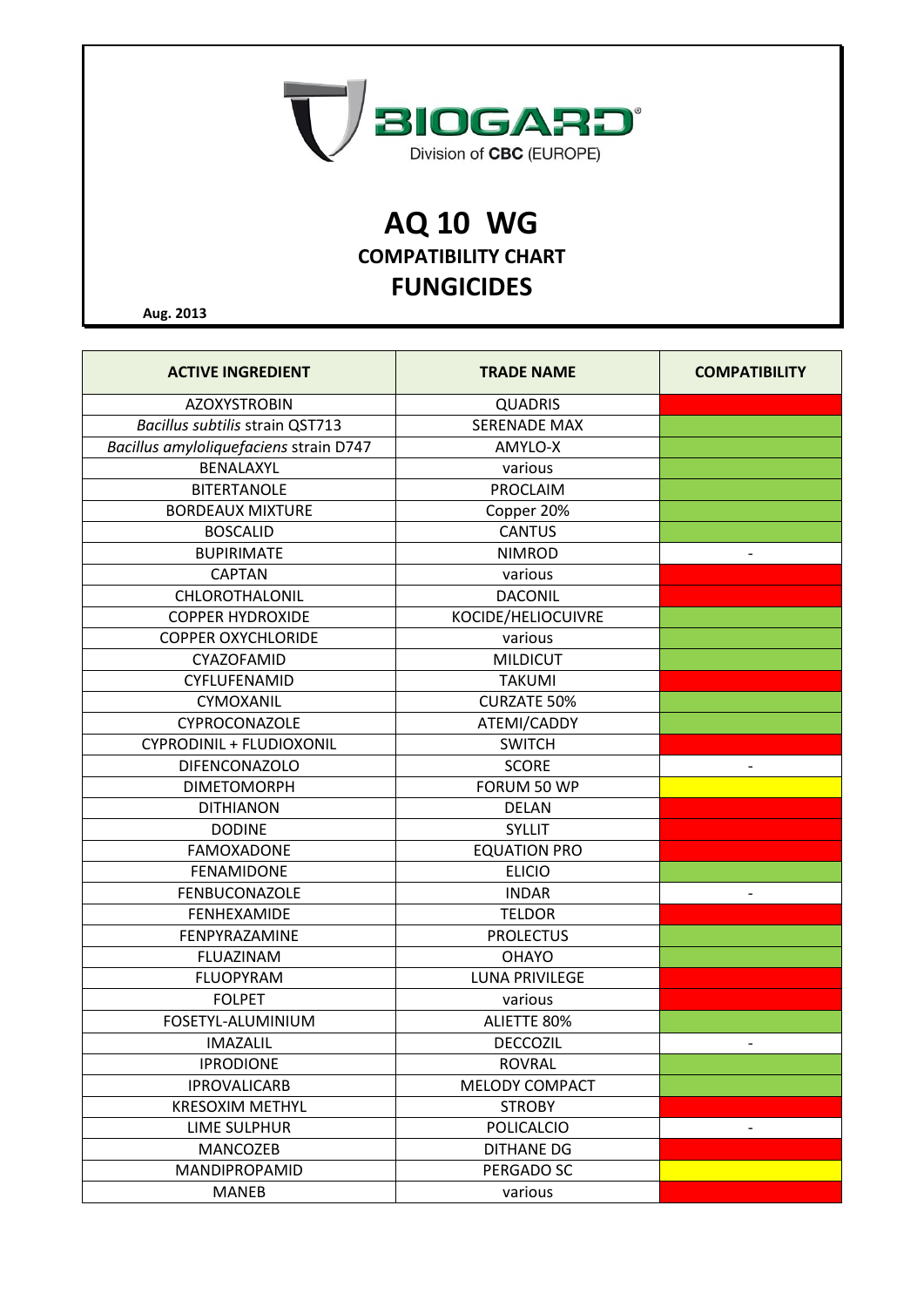**BIOGARD®**
Division of **CBC** (EUROPE)

# AQ 10 WG

## COMPATIBILITY CHART

## FUNGICIDES

**Aug. 2013**

| ACTIVE INGREDIENT | TRADE NAME | COMPATIBILITY |
|---|---|---|
| AZOXYSTROBIN | QUADRIS | Red |
| *Bacillus subtilis* strain QST713 | SERENADE MAX | Green |
| *Bacillus amyloliquefaciens* strain D747 | AMYLO-X | Green |
| BENALAXYL | various | Green |
| BITERTANOLE | PROCLAIM | Green |
| BORDEAUX MIXTURE | Copper 20% | Green |
| BOSCALID | CANTUS | Green |
| BUPIRIMATE | NIMROD | - |
| CAPTAN | various | Red |
| CHLOROTHALONIL | DACONIL | Red |
| COPPER HYDROXIDE | KOCIDE/HELIOCUIVRE | Green |
| COPPER OXYCHLORIDE | various | Green |
| CYAZOFAMID | MILDICUT | Green |
| CYFLUFENAMID | TAKUMI | Red |
| CYMOXANIL | CURZATE 50% | Green |
| CYPROCONAZOLE | ATEMI/CADDY | Green |
| CYPRODINIL + FLUDIOXONIL | SWITCH | Red |
| DIFENCONAZOLO | SCORE | - |
| DIMETOMORPH | FORUM 50 WP | Yellow |
| DITHIANON | DELAN | Red |
| DODINE | SYLLIT | Red |
| FAMOXADONE | EQUATION PRO | Red |
| FENAMIDONE | ELICIO | Green |
| FENBUCONAZOLE | INDAR | - |
| FENHEXAMIDE | TELDOR | Red |
| FENPYRAZAMINE | PROLECTUS | Green |
| FLUAZINAM | OHAYO | Green |
| FLUOPYRAM | LUNA PRIVILEGE | Red |
| FOLPET | various | Red |
| FOSETYL-ALUMINIUM | ALIETTE 80% | Green |
| IMAZALIL | DECCOZIL | - |
| IPRODIONE | ROVRAL | Green |
| IPROVALICARB | MELODY COMPACT | Green |
| KRESOXIM METHYL | STROBY | Red |
| LIME SULPHUR | POLICALCIO | - |
| MANCOZEB | DITHANE DG | Red |
| MANDIPROPAMID | PERGADO SC | Yellow |
| MANEB | various | Red |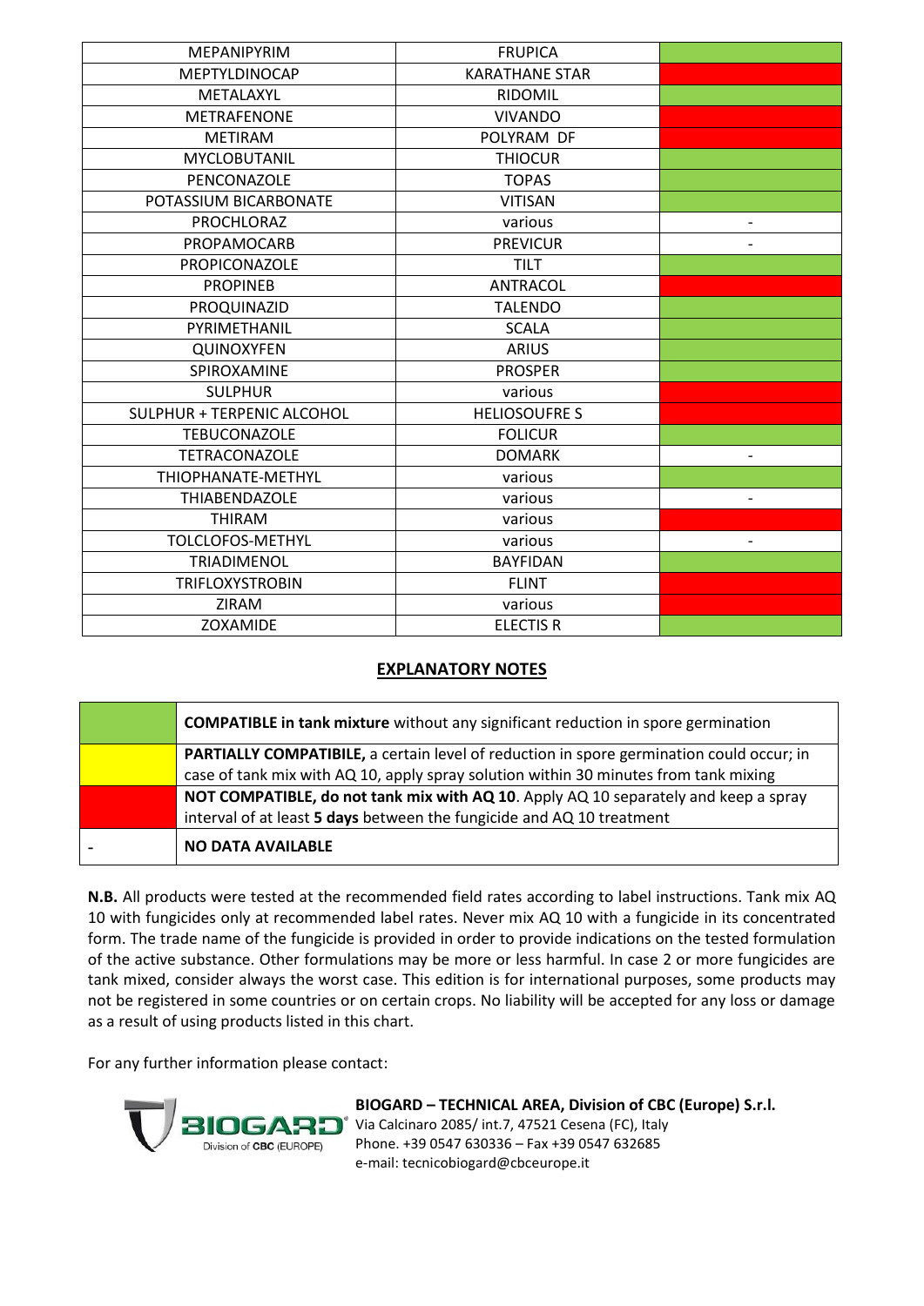| | | |
|---|---|---|
| MEPANIPYRIM | FRUPICA | green |
| MEPTYLDINOCAP | KARATHANE STAR | red |
| METALAXYL | RIDOMIL | green |
| METRAFENONE | VIVANDO | red |
| METIRAM | POLYRAM DF | red |
| MYCLOBUTANIL | THIOCUR | green |
| PENCONAZOLE | TOPAS | green |
| POTASSIUM BICARBONATE | VITISAN | green |
| PROCHLORAZ | various | - |
| PROPAMOCARB | PREVICUR | - |
| PROPICONAZOLE | TILT | green |
| PROPINEB | ANTRACOL | red |
| PROQUINAZID | TALENDO | green |
| PYRIMETHANIL | SCALA | green |
| QUINOXYFEN | ARIUS | green |
| SPIROXAMINE | PROSPER | green |
| SULPHUR | various | red |
| SULPHUR + TERPENIC ALCOHOL | HELIOSOUFRE S | red |
| TEBUCONAZOLE | FOLICUR | green |
| TETRACONAZOLE | DOMARK | - |
| THIOPHANATE-METHYL | various | green |
| THIABENDAZOLE | various | - |
| THIRAM | various | red |
| TOLCLOFOS-METHYL | various | - |
| TRIADIMENOL | BAYFIDAN | green |
| TRIFLOXYSTROBIN | FLINT | red |
| ZIRAM | various | red |
| ZOXAMIDE | ELECTIS R | green |

## EXPLANATORY NOTES

| | |
|---|---|
| green | **COMPATIBLE in tank mixture** without any significant reduction in spore germination |
| yellow | **PARTIALLY COMPATIBILE,** a certain level of reduction in spore germination could occur; in case of tank mix with AQ 10, apply spray solution within 30 minutes from tank mixing |
| red | **NOT COMPATIBLE, do not tank mix with AQ 10**. Apply AQ 10 separately and keep a spray interval of at least **5 days** between the fungicide and AQ 10 treatment |
| - | **NO DATA AVAILABLE** |

**N.B.** All products were tested at the recommended field rates according to label instructions. Tank mix AQ 10 with fungicides only at recommended label rates. Never mix AQ 10 with a fungicide in its concentrated form. The trade name of the fungicide is provided in order to provide indications on the tested formulation of the active substance. Other formulations may be more or less harmful. In case 2 or more fungicides are tank mixed, consider always the worst case. This edition is for international purposes, some products may not be registered in some countries or on certain crops. No liability will be accepted for any loss or damage as a result of using products listed in this chart.

For any further information please contact:

BIOGARD Division of CBC (EUROPE)

**BIOGARD – TECHNICAL AREA, Division of CBC (Europe) S.r.l.**
Via Calcinaro 2085/ int.7, 47521 Cesena (FC), Italy
Phone. +39 0547 630336 – Fax +39 0547 632685
e-mail: tecnicobiogard@cbceurope.it